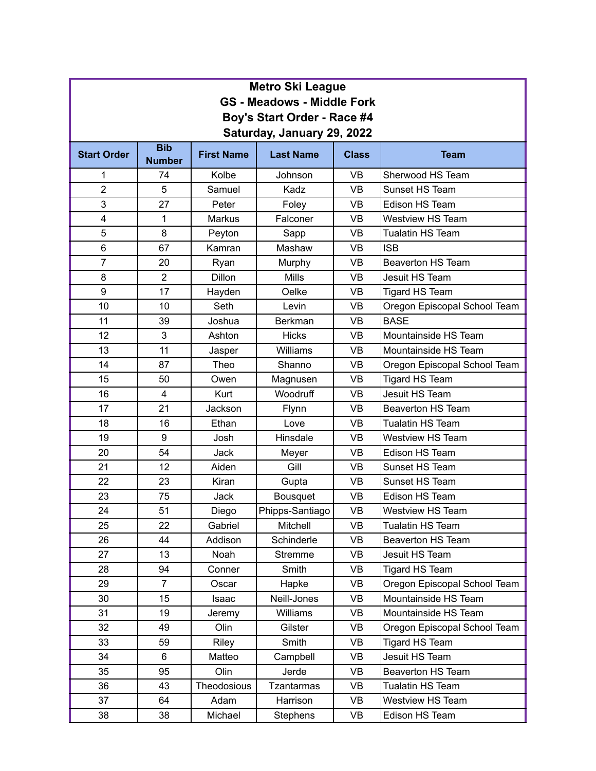# Metro Ski League

## GS - Meadows - Middle Fork

## Boy's Start Order - Race #4

## Saturday, January 29, 2022

| Start Order | Bib Number | First Name | Last Name | Class | Team |
|---|---|---|---|---|---|
| 1 | 74 | Kolbe | Johnson | VB | Sherwood HS Team |
| 2 | 5 | Samuel | Kadz | VB | Sunset HS Team |
| 3 | 27 | Peter | Foley | VB | Edison HS Team |
| 4 | 1 | Markus | Falconer | VB | Westview HS Team |
| 5 | 8 | Peyton | Sapp | VB | Tualatin HS Team |
| 6 | 67 | Kamran | Mashaw | VB | ISB |
| 7 | 20 | Ryan | Murphy | VB | Beaverton HS Team |
| 8 | 2 | Dillon | Mills | VB | Jesuit HS Team |
| 9 | 17 | Hayden | Oelke | VB | Tigard HS Team |
| 10 | 10 | Seth | Levin | VB | Oregon Episcopal School Team |
| 11 | 39 | Joshua | Berkman | VB | BASE |
| 12 | 3 | Ashton | Hicks | VB | Mountainside HS Team |
| 13 | 11 | Jasper | Williams | VB | Mountainside HS Team |
| 14 | 87 | Theo | Shanno | VB | Oregon Episcopal School Team |
| 15 | 50 | Owen | Magnusen | VB | Tigard HS Team |
| 16 | 4 | Kurt | Woodruff | VB | Jesuit HS Team |
| 17 | 21 | Jackson | Flynn | VB | Beaverton HS Team |
| 18 | 16 | Ethan | Love | VB | Tualatin HS Team |
| 19 | 9 | Josh | Hinsdale | VB | Westview HS Team |
| 20 | 54 | Jack | Meyer | VB | Edison HS Team |
| 21 | 12 | Aiden | Gill | VB | Sunset HS Team |
| 22 | 23 | Kiran | Gupta | VB | Sunset HS Team |
| 23 | 75 | Jack | Bousquet | VB | Edison HS Team |
| 24 | 51 | Diego | Phipps-Santiago | VB | Westview HS Team |
| 25 | 22 | Gabriel | Mitchell | VB | Tualatin HS Team |
| 26 | 44 | Addison | Schinderle | VB | Beaverton HS Team |
| 27 | 13 | Noah | Stremme | VB | Jesuit HS Team |
| 28 | 94 | Conner | Smith | VB | Tigard HS Team |
| 29 | 7 | Oscar | Hapke | VB | Oregon Episcopal School Team |
| 30 | 15 | Isaac | Neill-Jones | VB | Mountainside HS Team |
| 31 | 19 | Jeremy | Williams | VB | Mountainside HS Team |
| 32 | 49 | Olin | Gilster | VB | Oregon Episcopal School Team |
| 33 | 59 | Riley | Smith | VB | Tigard HS Team |
| 34 | 6 | Matteo | Campbell | VB | Jesuit HS Team |
| 35 | 95 | Olin | Jerde | VB | Beaverton HS Team |
| 36 | 43 | Theodosious | Tzantarmas | VB | Tualatin HS Team |
| 37 | 64 | Adam | Harrison | VB | Westview HS Team |
| 38 | 38 | Michael | Stephens | VB | Edison HS Team |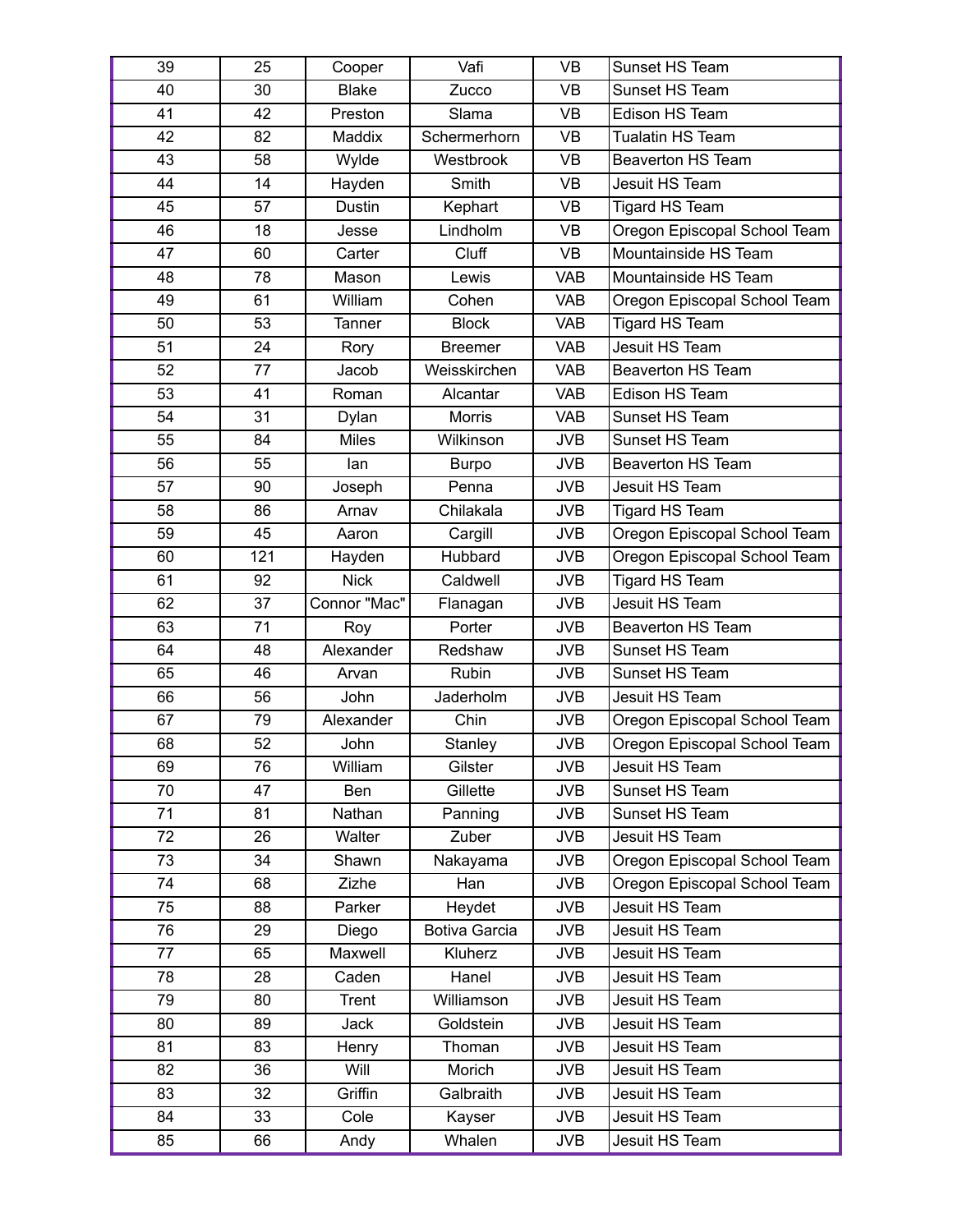| 39 | 25 | Cooper | Vafi | VB | Sunset HS Team |
|---|---|---|---|---|---|
| 40 | 30 | Blake | Zucco | VB | Sunset HS Team |
| 41 | 42 | Preston | Slama | VB | Edison HS Team |
| 42 | 82 | Maddix | Schermerhorn | VB | Tualatin HS Team |
| 43 | 58 | Wylde | Westbrook | VB | Beaverton HS Team |
| 44 | 14 | Hayden | Smith | VB | Jesuit HS Team |
| 45 | 57 | Dustin | Kephart | VB | Tigard HS Team |
| 46 | 18 | Jesse | Lindholm | VB | Oregon Episcopal School Team |
| 47 | 60 | Carter | Cluff | VB | Mountainside HS Team |
| 48 | 78 | Mason | Lewis | VAB | Mountainside HS Team |
| 49 | 61 | William | Cohen | VAB | Oregon Episcopal School Team |
| 50 | 53 | Tanner | Block | VAB | Tigard HS Team |
| 51 | 24 | Rory | Breemer | VAB | Jesuit HS Team |
| 52 | 77 | Jacob | Weisskirchen | VAB | Beaverton HS Team |
| 53 | 41 | Roman | Alcantar | VAB | Edison HS Team |
| 54 | 31 | Dylan | Morris | VAB | Sunset HS Team |
| 55 | 84 | Miles | Wilkinson | JVB | Sunset HS Team |
| 56 | 55 | Ian | Burpo | JVB | Beaverton HS Team |
| 57 | 90 | Joseph | Penna | JVB | Jesuit HS Team |
| 58 | 86 | Arnav | Chilakala | JVB | Tigard HS Team |
| 59 | 45 | Aaron | Cargill | JVB | Oregon Episcopal School Team |
| 60 | 121 | Hayden | Hubbard | JVB | Oregon Episcopal School Team |
| 61 | 92 | Nick | Caldwell | JVB | Tigard HS Team |
| 62 | 37 | Connor "Mac" | Flanagan | JVB | Jesuit HS Team |
| 63 | 71 | Roy | Porter | JVB | Beaverton HS Team |
| 64 | 48 | Alexander | Redshaw | JVB | Sunset HS Team |
| 65 | 46 | Arvan | Rubin | JVB | Sunset HS Team |
| 66 | 56 | John | Jaderholm | JVB | Jesuit HS Team |
| 67 | 79 | Alexander | Chin | JVB | Oregon Episcopal School Team |
| 68 | 52 | John | Stanley | JVB | Oregon Episcopal School Team |
| 69 | 76 | William | Gilster | JVB | Jesuit HS Team |
| 70 | 47 | Ben | Gillette | JVB | Sunset HS Team |
| 71 | 81 | Nathan | Panning | JVB | Sunset HS Team |
| 72 | 26 | Walter | Zuber | JVB | Jesuit HS Team |
| 73 | 34 | Shawn | Nakayama | JVB | Oregon Episcopal School Team |
| 74 | 68 | Zizhe | Han | JVB | Oregon Episcopal School Team |
| 75 | 88 | Parker | Heydet | JVB | Jesuit HS Team |
| 76 | 29 | Diego | Botiva Garcia | JVB | Jesuit HS Team |
| 77 | 65 | Maxwell | Kluherz | JVB | Jesuit HS Team |
| 78 | 28 | Caden | Hanel | JVB | Jesuit HS Team |
| 79 | 80 | Trent | Williamson | JVB | Jesuit HS Team |
| 80 | 89 | Jack | Goldstein | JVB | Jesuit HS Team |
| 81 | 83 | Henry | Thoman | JVB | Jesuit HS Team |
| 82 | 36 | Will | Morich | JVB | Jesuit HS Team |
| 83 | 32 | Griffin | Galbraith | JVB | Jesuit HS Team |
| 84 | 33 | Cole | Kayser | JVB | Jesuit HS Team |
| 85 | 66 | Andy | Whalen | JVB | Jesuit HS Team |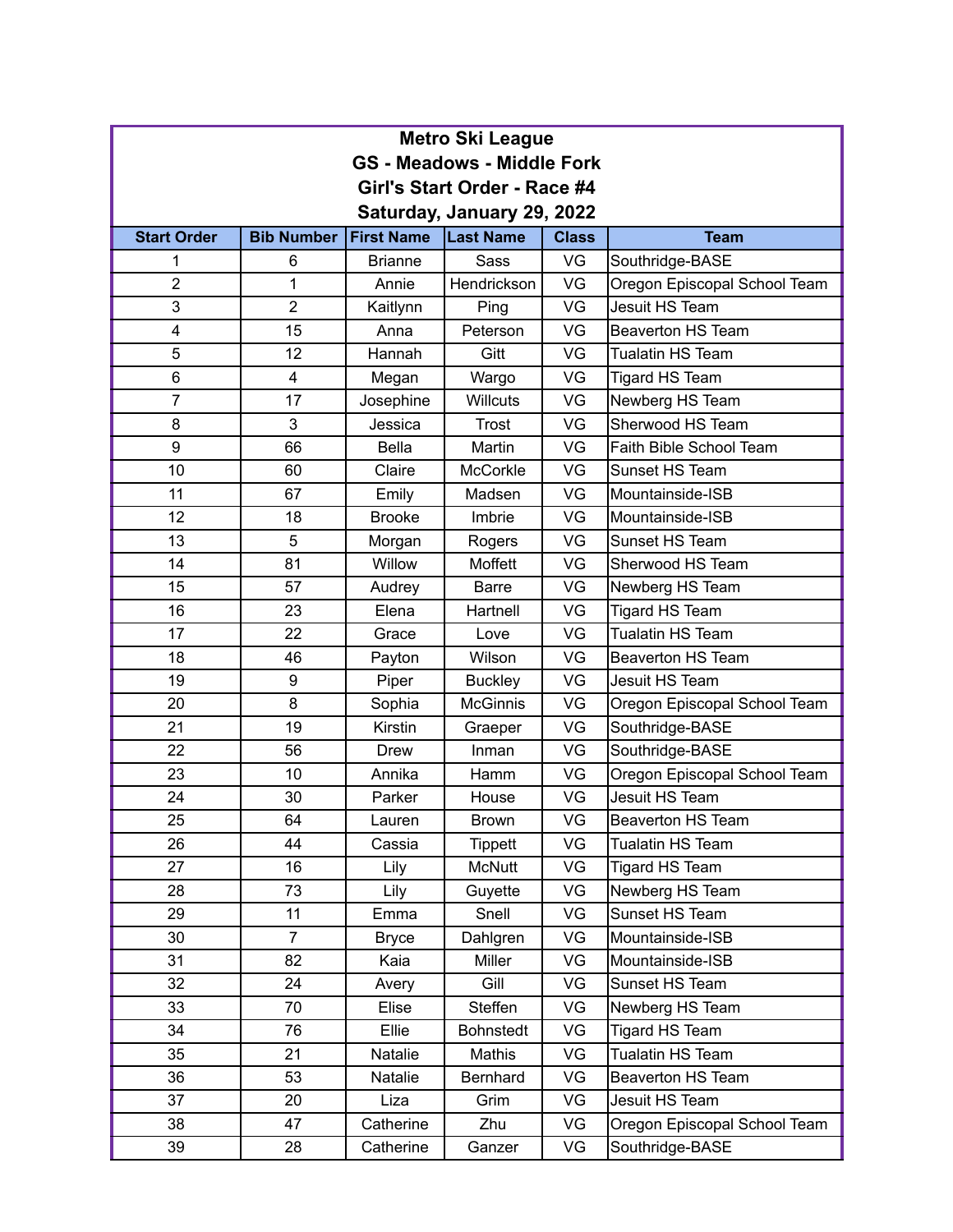**Metro Ski League**

**GS - Meadows - Middle Fork**

**Girl's Start Order - Race #4**

**Saturday, January 29, 2022**

| Start Order | Bib Number | First Name | Last Name | Class | Team |
|---|---|---|---|---|---|
| 1 | 6 | Brianne | Sass | VG | Southridge-BASE |
| 2 | 1 | Annie | Hendrickson | VG | Oregon Episcopal School Team |
| 3 | 2 | Kaitlynn | Ping | VG | Jesuit HS Team |
| 4 | 15 | Anna | Peterson | VG | Beaverton HS Team |
| 5 | 12 | Hannah | Gitt | VG | Tualatin HS Team |
| 6 | 4 | Megan | Wargo | VG | Tigard HS Team |
| 7 | 17 | Josephine | Willcuts | VG | Newberg HS Team |
| 8 | 3 | Jessica | Trost | VG | Sherwood HS Team |
| 9 | 66 | Bella | Martin | VG | Faith Bible School Team |
| 10 | 60 | Claire | McCorkle | VG | Sunset HS Team |
| 11 | 67 | Emily | Madsen | VG | Mountainside-ISB |
| 12 | 18 | Brooke | Imbrie | VG | Mountainside-ISB |
| 13 | 5 | Morgan | Rogers | VG | Sunset HS Team |
| 14 | 81 | Willow | Moffett | VG | Sherwood HS Team |
| 15 | 57 | Audrey | Barre | VG | Newberg HS Team |
| 16 | 23 | Elena | Hartnell | VG | Tigard HS Team |
| 17 | 22 | Grace | Love | VG | Tualatin HS Team |
| 18 | 46 | Payton | Wilson | VG | Beaverton HS Team |
| 19 | 9 | Piper | Buckley | VG | Jesuit HS Team |
| 20 | 8 | Sophia | McGinnis | VG | Oregon Episcopal School Team |
| 21 | 19 | Kirstin | Graeper | VG | Southridge-BASE |
| 22 | 56 | Drew | Inman | VG | Southridge-BASE |
| 23 | 10 | Annika | Hamm | VG | Oregon Episcopal School Team |
| 24 | 30 | Parker | House | VG | Jesuit HS Team |
| 25 | 64 | Lauren | Brown | VG | Beaverton HS Team |
| 26 | 44 | Cassia | Tippett | VG | Tualatin HS Team |
| 27 | 16 | Lily | McNutt | VG | Tigard HS Team |
| 28 | 73 | Lily | Guyette | VG | Newberg HS Team |
| 29 | 11 | Emma | Snell | VG | Sunset HS Team |
| 30 | 7 | Bryce | Dahlgren | VG | Mountainside-ISB |
| 31 | 82 | Kaia | Miller | VG | Mountainside-ISB |
| 32 | 24 | Avery | Gill | VG | Sunset HS Team |
| 33 | 70 | Elise | Steffen | VG | Newberg HS Team |
| 34 | 76 | Ellie | Bohnstedt | VG | Tigard HS Team |
| 35 | 21 | Natalie | Mathis | VG | Tualatin HS Team |
| 36 | 53 | Natalie | Bernhard | VG | Beaverton HS Team |
| 37 | 20 | Liza | Grim | VG | Jesuit HS Team |
| 38 | 47 | Catherine | Zhu | VG | Oregon Episcopal School Team |
| 39 | 28 | Catherine | Ganzer | VG | Southridge-BASE |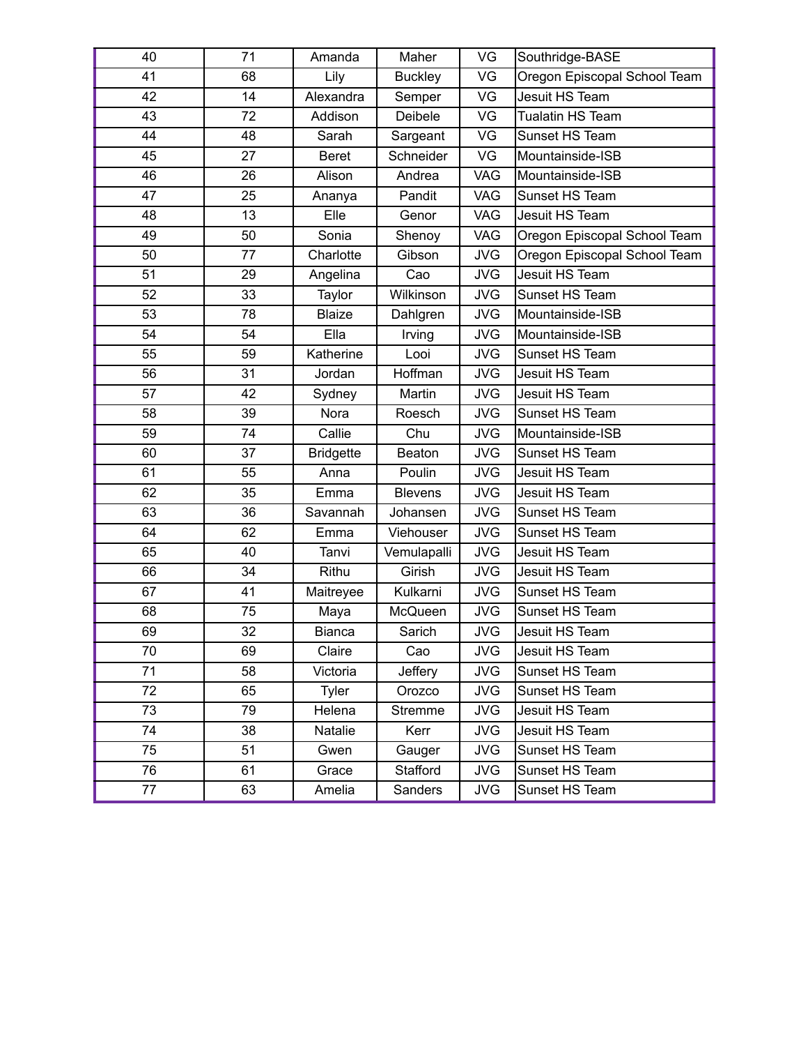| | | | | | |
|---|---|---|---|---|---|
| 40 | 71 | Amanda | Maher | VG | Southridge-BASE |
| 41 | 68 | Lily | Buckley | VG | Oregon Episcopal School Team |
| 42 | 14 | Alexandra | Semper | VG | Jesuit HS Team |
| 43 | 72 | Addison | Deibele | VG | Tualatin HS Team |
| 44 | 48 | Sarah | Sargeant | VG | Sunset HS Team |
| 45 | 27 | Beret | Schneider | VG | Mountainside-ISB |
| 46 | 26 | Alison | Andrea | VAG | Mountainside-ISB |
| 47 | 25 | Ananya | Pandit | VAG | Sunset HS Team |
| 48 | 13 | Elle | Genor | VAG | Jesuit HS Team |
| 49 | 50 | Sonia | Shenoy | VAG | Oregon Episcopal School Team |
| 50 | 77 | Charlotte | Gibson | JVG | Oregon Episcopal School Team |
| 51 | 29 | Angelina | Cao | JVG | Jesuit HS Team |
| 52 | 33 | Taylor | Wilkinson | JVG | Sunset HS Team |
| 53 | 78 | Blaize | Dahlgren | JVG | Mountainside-ISB |
| 54 | 54 | Ella | Irving | JVG | Mountainside-ISB |
| 55 | 59 | Katherine | Looi | JVG | Sunset HS Team |
| 56 | 31 | Jordan | Hoffman | JVG | Jesuit HS Team |
| 57 | 42 | Sydney | Martin | JVG | Jesuit HS Team |
| 58 | 39 | Nora | Roesch | JVG | Sunset HS Team |
| 59 | 74 | Callie | Chu | JVG | Mountainside-ISB |
| 60 | 37 | Bridgette | Beaton | JVG | Sunset HS Team |
| 61 | 55 | Anna | Poulin | JVG | Jesuit HS Team |
| 62 | 35 | Emma | Blevens | JVG | Jesuit HS Team |
| 63 | 36 | Savannah | Johansen | JVG | Sunset HS Team |
| 64 | 62 | Emma | Viehouser | JVG | Sunset HS Team |
| 65 | 40 | Tanvi | Vemulapalli | JVG | Jesuit HS Team |
| 66 | 34 | Rithu | Girish | JVG | Jesuit HS Team |
| 67 | 41 | Maitreyee | Kulkarni | JVG | Sunset HS Team |
| 68 | 75 | Maya | McQueen | JVG | Sunset HS Team |
| 69 | 32 | Bianca | Sarich | JVG | Jesuit HS Team |
| 70 | 69 | Claire | Cao | JVG | Jesuit HS Team |
| 71 | 58 | Victoria | Jeffery | JVG | Sunset HS Team |
| 72 | 65 | Tyler | Orozco | JVG | Sunset HS Team |
| 73 | 79 | Helena | Stremme | JVG | Jesuit HS Team |
| 74 | 38 | Natalie | Kerr | JVG | Jesuit HS Team |
| 75 | 51 | Gwen | Gauger | JVG | Sunset HS Team |
| 76 | 61 | Grace | Stafford | JVG | Sunset HS Team |
| 77 | 63 | Amelia | Sanders | JVG | Sunset HS Team |